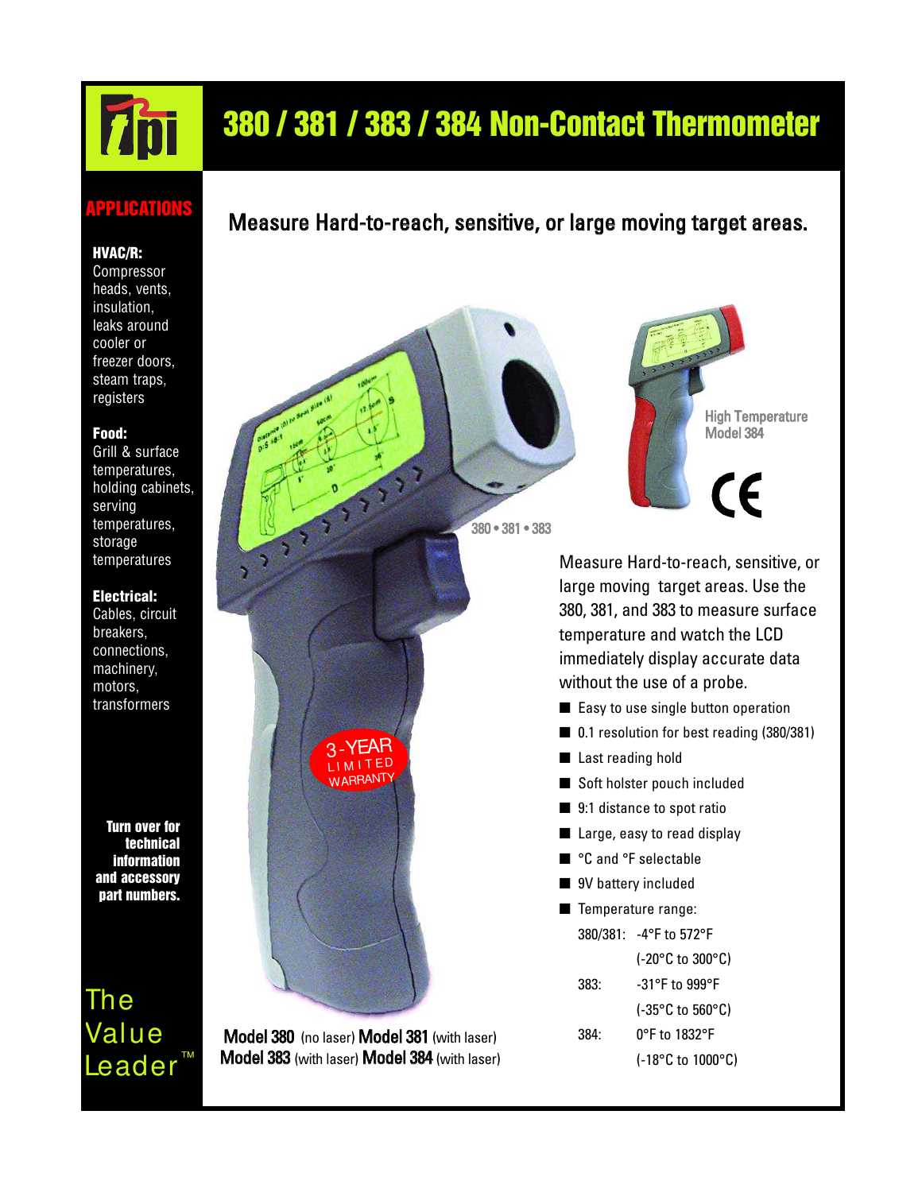# 380 / 381 / 383 / 384 Non-Contact Thermometer

## APPLICATIONS

**HVAC/R:**
Compressor heads, vents, insulation, leaks around cooler or freezer doors, steam traps, registers

**Food:**
Grill & surface temperatures, holding cabinets, serving temperatures, storage temperatures

**Electrical:**
Cables, circuit breakers, connections, machinery, motors, transformers

**Turn over for technical information and accessory part numbers.**

The Value Leader™

## Measure Hard-to-reach, sensitive, or large moving target areas.

3-YEAR LIMITED WARRANTY

380 • 381 • 383

High Temperature Model 384

CE

Measure Hard-to-reach, sensitive, or large moving target areas. Use the 380, 381, and 383 to measure surface temperature and watch the LCD immediately display accurate data without the use of a probe.

- Easy to use single button operation
- 0.1 resolution for best reading (380/381)
- Last reading hold
- Soft holster pouch included
- 9:1 distance to spot ratio
- Large, easy to read display
- °C and °F selectable
- 9V battery included
- Temperature range:

| | |
|---|---|
| 380/381: | -4°F to 572°F (-20°C to 300°C) |
| 383: | -31°F to 999°F (-35°C to 560°C) |
| 384: | 0°F to 1832°F (-18°C to 1000°C) |

**Model 380** (no laser) **Model 381** (with laser) **Model 383** (with laser) **Model 384** (with laser)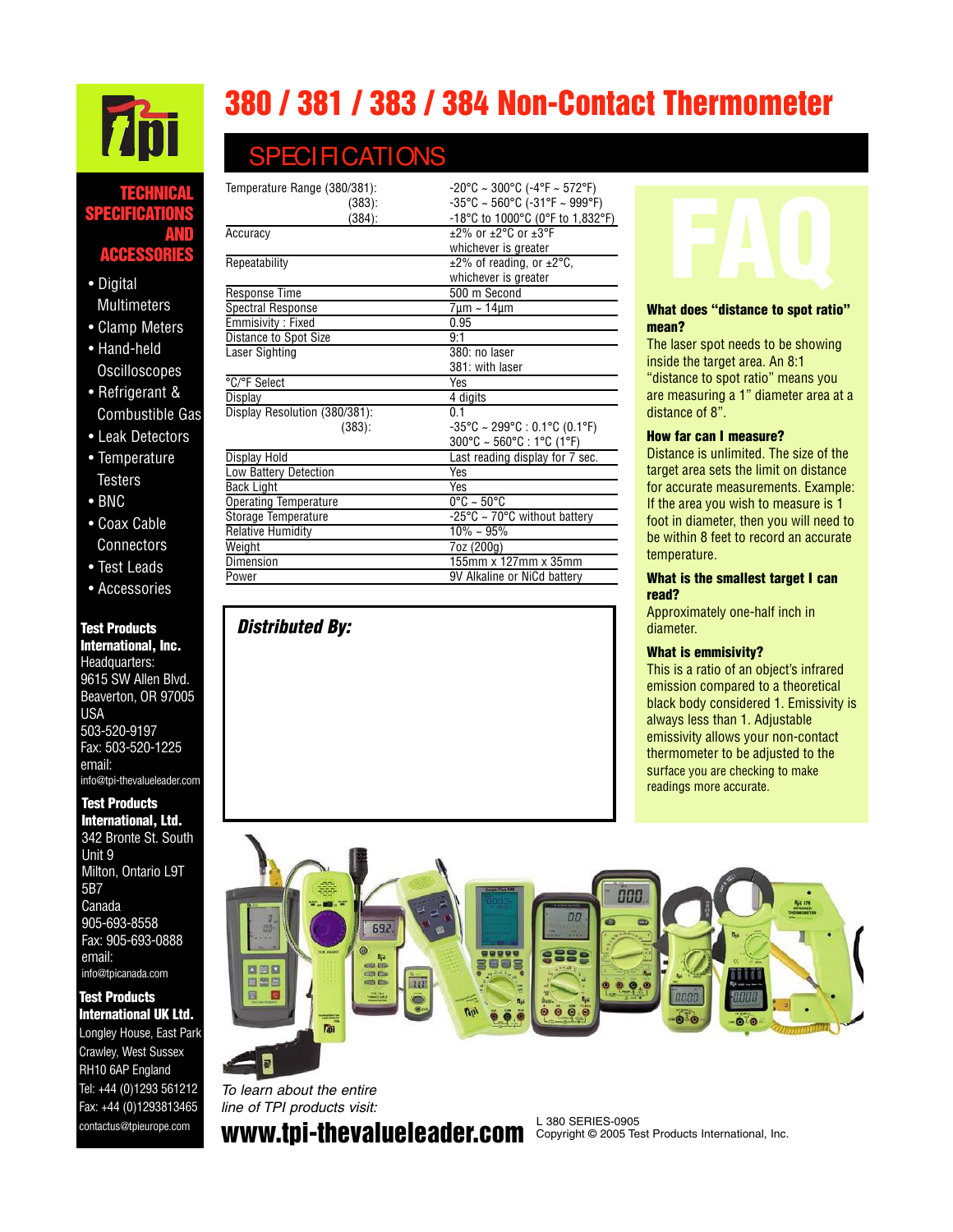# 380 / 381 / 383 / 384 Non-Contact Thermometer

## SPECIFICATIONS

| | |
|---|---|
| Temperature Range (380/381): | -20°C ~ 300°C (-4°F ~ 572°F) |
| (383): | -35°C ~ 560°C (-31°F ~ 999°F) |
| (384): | -18°C to 1000°C (0°F to 1,832°F) |
| Accuracy | ±2% or ±2°C or ±3°F whichever is greater |
| Repeatability | ±2% of reading, or ±2°C, whichever is greater |
| Response Time | 500 m Second |
| Spectral Response | 7µm ~ 14µm |
| Emmisivity : Fixed | 0.95 |
| Distance to Spot Size | 9:1 |
| Laser Sighting | 380: no laser<br>381: with laser |
| °C/°F Select | Yes |
| Display | 4 digits |
| Display Resolution (380/381): | 0.1 |
| (383): | -35°C ~ 299°C : 0.1°C (0.1°F)<br>300°C ~ 560°C : 1°C (1°F) |
| Display Hold | Last reading display for 7 sec. |
| Low Battery Detection | Yes |
| Back Light | Yes |
| Operating Temperature | 0°C ~ 50°C |
| Storage Temperature | -25°C ~ 70°C without battery |
| Relative Humidity | 10% ~ 95% |
| Weight | 7oz (200g) |
| Dimension | 155mm x 127mm x 35mm |
| Power | 9V Alkaline or NiCd battery |

***Distributed By:***

## FAQ

**What does "distance to spot ratio" mean?**

The laser spot needs to be showing inside the target area. An 8:1 "distance to spot ratio" means you are measuring a 1" diameter area at a distance of 8".

**How far can I measure?**

Distance is unlimited. The size of the target area sets the limit on distance for accurate measurements. Example: If the area you wish to measure is 1 foot in diameter, then you will need to be within 8 feet to record an accurate temperature.

**What is the smallest target I can read?**

Approximately one-half inch in diameter.

**What is emmisivity?**

This is a ratio of an object's infrared emission compared to a theoretical black body considered 1. Emissivity is always less than 1. Adjustable emmisivity allows your non-contact thermometer to be adjusted to the surface you are checking to make readings more accurate.

## TECHNICAL SPECIFICATIONS AND ACCESSORIES

- Digital Multimeters
- Clamp Meters
- Hand-held Oscilloscopes
- Refrigerant & Combustible Gas
- Leak Detectors
- Temperature Testers
- BNC
- Coax Cable Connectors
- Test Leads
- Accessories

**Test Products International, Inc.**
Headquarters:
9615 SW Allen Blvd.
Beaverton, OR 97005
USA
503-520-9197
Fax: 503-520-1225
email:
info@tpi-thevalueleader.com

**Test Products International, Ltd.**
342 Bronte St. South
Unit 9
Milton, Ontario L9T 5B7
Canada
905-693-8558
Fax: 905-693-0888
email:
info@tpicanada.com

**Test Products International UK Ltd.**
Longley House, East Park
Crawley, West Sussex
RH10 6AP England
Tel: +44 (0)1293 561212
Fax: +44 (0)1293813465
contactus@tpieurope.com

*To learn about the entire line of TPI products visit:*

**www.tpi-thevalueleader.com**

L 380 SERIES-0905
Copyright © 2005 Test Products International, Inc.